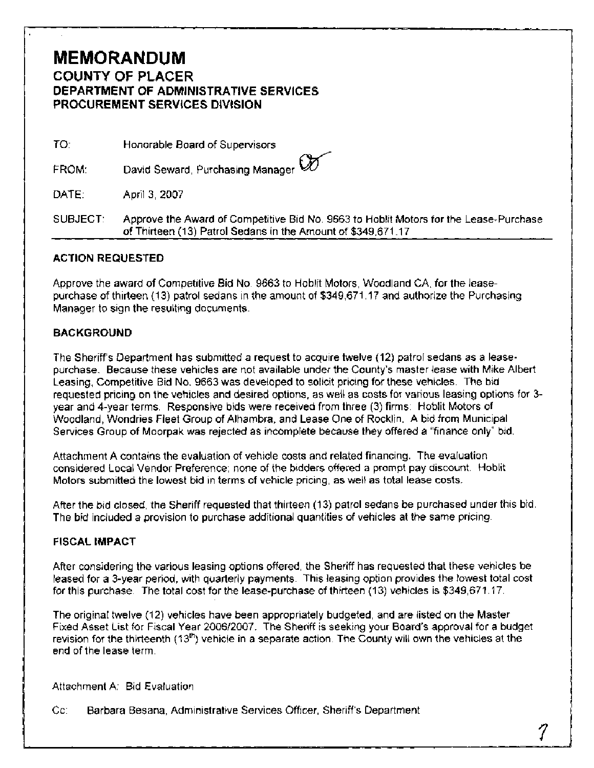# MEMORANDUM

## COUNTY OF PLACER

### DEPARTMENT OF ADMINISTRATIVE SERVICES
### PROCUREMENT SERVICES DIVISION

TO: Honorable Board of Supervisors

FROM: David Seward, Purchasing Manager

DATE: April 3, 2007

SUBJECT: Approve the Award of Competitive Bid No. 9663 to Hoblit Motors for the Lease-Purchase of Thirteen (13) Patrol Sedans in the Amount of $349,671.17

---

**ACTION REQUESTED**

Approve the award of Competitive Bid No. 9663 to Hoblit Motors, Woodland CA, for the lease-purchase of thirteen (13) patrol sedans in the amount of $349,671.17 and authorize the Purchasing Manager to sign the resulting documents.

**BACKGROUND**

The Sheriff's Department has submitted a request to acquire twelve (12) patrol sedans as a lease-purchase. Because these vehicles are not available under the County's master lease with Mike Albert Leasing, Competitive Bid No. 9663 was developed to solicit pricing for these vehicles. The bid requested pricing on the vehicles and desired options, as well as costs for various leasing options for 3-year and 4-year terms. Responsive bids were received from three (3) firms: Hoblit Motors of Woodland, Wondries Fleet Group of Alhambra, and Lease One of Rocklin. A bid from Municipal Services Group of Moorpak was rejected as incomplete because they offered a "finance only" bid.

Attachment A contains the evaluation of vehicle costs and related financing. The evaluation considered Local Vendor Preference; none of the bidders offered a prompt pay discount. Hoblit Motors submitted the lowest bid in terms of vehicle pricing, as well as total lease costs.

After the bid closed, the Sheriff requested that thirteen (13) patrol sedans be purchased under this bid. The bid included a provision to purchase additional quantities of vehicles at the same pricing.

**FISCAL IMPACT**

After considering the various leasing options offered, the Sheriff has requested that these vehicles be leased for a 3-year period, with quarterly payments. This leasing option provides the lowest total cost for this purchase. The total cost for the lease-purchase of thirteen (13) vehicles is $349,671.17.

The original twelve (12) vehicles have been appropriately budgeted, and are listed on the Master Fixed Asset List for Fiscal Year 2006/2007. The Sheriff is seeking your Board's approval for a budget revision for the thirteenth (13th) vehicle in a separate action. The County will own the vehicles at the end of the lease term.

Attachment A: Bid Evaluation

Cc: Barbara Besana, Administrative Services Officer, Sheriff's Department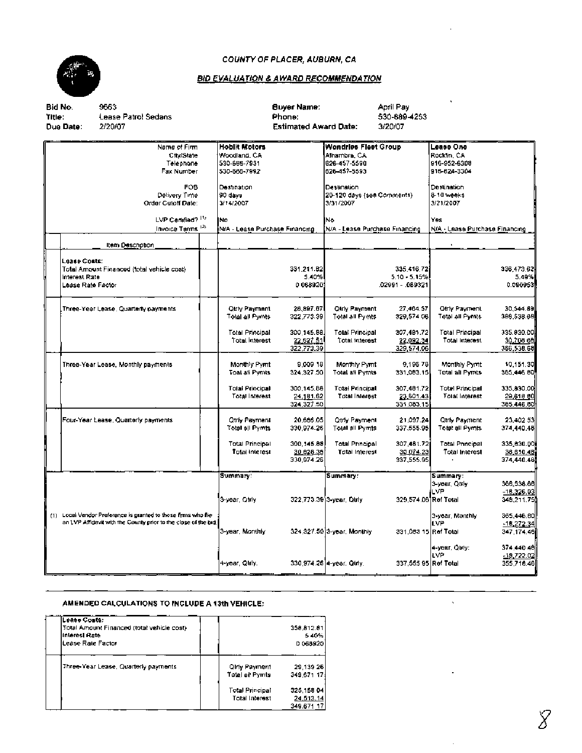## COUNTY OF PLACER, AUBURN, CA

### BID EVALUATION & AWARD RECOMMENDATION

| | | | |
|---|---|---|---|
| **Bid No.** | 9663 | **Buyer Name:** | April Pay |
| **Title:** | Lease Patrol Sedans | **Phone:** | 530-889-4253 |
| **Due Date:** | 2/20/07 | **Estimated Award Date:** | 3/20/07 |

| | Hoblit Motors | | Wondries Fleet Group | | Lease One | |
|---|---|---|---|---|---|---|
| Name of Firm | **Hoblit Motors** | | **Wondries Fleet Group** | | **Lease One** | |
| City/State | Woodland, CA | | Alhambra, CA | | Rocklin, CA | |
| Telephone | 530-666-7931 | | 626-457-5590 | | 916-952-6308 | |
| Fax Number | 530-666-7992 | | 626-457-5593 | | 916-624-3304 | |
| FOB | Destination | | Destination | | Destination | |
| Delivery Time | 90 days | | 20-120 days (see Comments) | | 8-10 weeks | |
| Order Cutoff Date: | 3/14/2007 | | 3/31/2007 | | 3/21/2007 | |
| LVP Certified? [1] | No | | No | | Yes | |
| Invoice Terms [2] | N/A - Lease Purchase Financing | | N/A - Lease Purchase Financing | | N/A - Lease Purchase Financing | |
| Item Description | | | | | | |
| **Lease Costs:** | | | | | | |
| Total Amount Financed (total vehicle cost) | | 331,211.82 | | 335,416.72 | | 336,473.62 |
| Interest Rate | | 5.40% | | 5.10 - 5.15% | | 5.49% |
| Lease Rate Factor | | 0.068920 | | .02991 - .089321 | | 0.090953 |
| Three-Year Lease, Quarterly payments | Qtrly Payment | 26,897.67 | Qtrly Payment | 27,464.57 | Qtrly Payment | 30,544.89 |
| | Total all Pymts | 322,773.39 | Total all Pymts | 329,574.06 | Total all Pymts | 366,538.68 |
| | Total Principal | 300,145.88 | Total Principal | 307,481.72 | Total Principal | 335,830.00 |
| | Total Interest | 22,627.51 | Total Interest | 22,092.34 | Total Interest | 30,708.68 |
| | | 322,773.39 | | 329,574.06 | | 366,538.68 |
| Three-Year Lease, Monthly payments | Monthly Pymt | 9,009.18 | Monthly Pymt | 9,196.78 | Monthly Pymt | 10,151.30 |
| | Toal all Pymts | 324,327.50 | Total all Pymts | 331,083.15 | Total all Pymts | 365,446.80 |
| | Total Principal | 300,145.88 | Total Principal | 307,481.72 | Total Principal | 335,830.00 |
| | Total Interest | 24,181.62 | Total Interest | 23,601.43 | Total Interest | 29,616.80 |
| | | 324,327.50 | | 331,083.15 | | 365,446.80 |
| Four-Year Lease, Quarterly payments | Qtrly Payment | 20,686.05 | Qtrly Payment | 21,097.24 | Qtrly Payment | 23,402.53 |
| | Total all Pymts | 330,974.26 | Total all Pymts | 337,555.95 | Total all Pymts | 374,440.48 |
| | Total Principal | 300,145.88 | Total Principal | 307,481.72 | Total Principal | 335,830.00 |
| | Total Interest | 30,828.38 | Total Interest | 30,074.23 | Total Interest | 38,610.48 |
| | | 330,974.26 | | 337,555.95 | | 374,440.48 |
| | Summary: | | Summary: | | Summary: | |
| | | | | | 3-year, Qtrly | 366,538.68 |
| | | | | | LVP | -18,326.93 |
| | 3-year, Qtrly | 322,773.39 | 3-year, Qtrly | 329,574.06 | Ref Total | 348,211.75 |
| (1) Local Vendor Preference is granted to those firms who file an LVP Affidavit with the County prior to the close of the bid. | | | | | 3-year, Monthly | 365,446.80 |
| | | | | | LVP | -18,272.34 |
| | 3-year, Monthly | 324,327.50 | 3-year, Monthly | 331,083.15 | Ref Total | 347,174.46 |
| | | | | | 4-year, Qtrly: | 374,440.48 |
| | | | | | LVP | -18,722.02 |
| | 4-year, Qtrly. | 330,974.26 | 4-year, Qtrly. | 337,555.95 | Ref Total | 355,718.46 |

**AMENDED CALCULATIONS TO INCLUDE A 13th VEHICLE:**

| | | |
|---|---|---|
| **Lease Costs:** | | |
| Total Amount Financed (total vehicle cost) | | 358,812.81 |
| Interest Rate | | 5.40% |
| Lease Rate Factor | | 0.068920 |
| Three-Year Lease, Quarterly payments | Qtrly Payment | 29,139.26 |
| | Total all Pymts | 349,671.17 |
| | Total Principal | 325,158.04 |
| | Total Interest | 24,513.14 |
| | | 349,671.17 |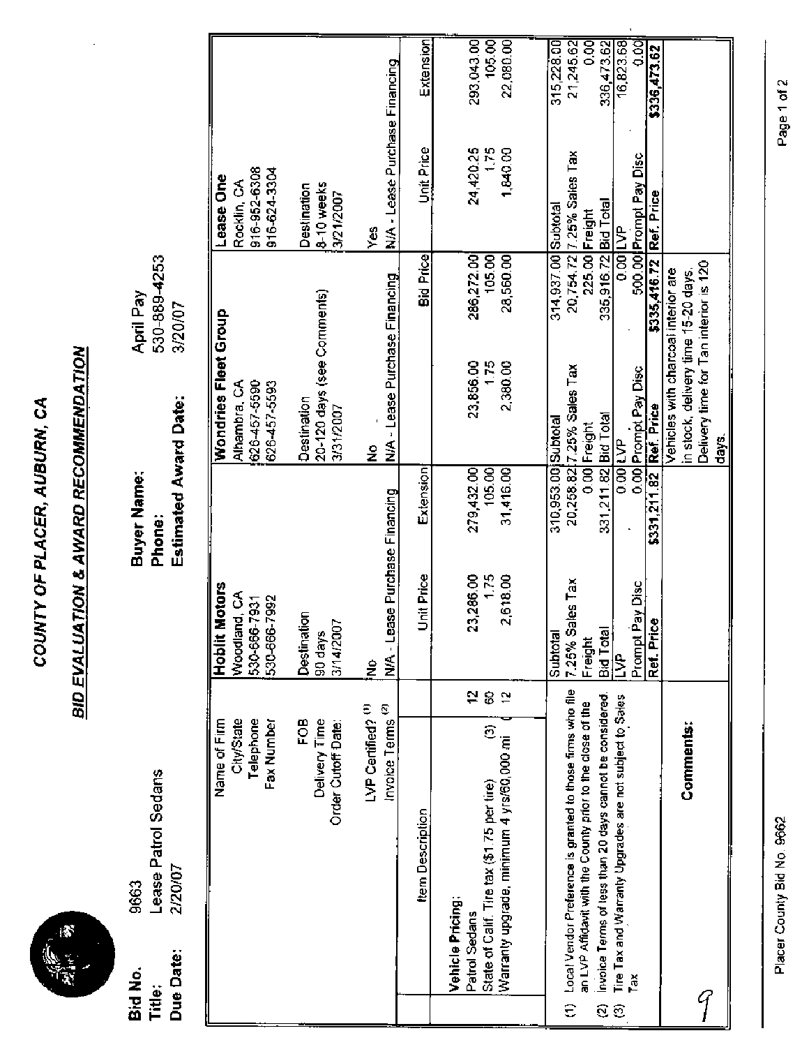# COUNTY OF PLACER, AUBURN, CA

## BID EVALUATION & AWARD RECOMMENDATION

**Bid No.** 9663
**Title:** Lease Patrol Sedans
**Due Date:** 2/20/07

**Buyer Name:** April Pay
**Phone:** 530-889-4253
**Estimated Award Date:** 3/20/07

| | | | | | | | | |
|---|---|---|---|---|---|---|---|---|
| Name of Firm | | **Hoblit Motors** | | | **Wondries Fleet Group** | | **Lease One** | |
| City/State | | Woodland, CA | | | Alhambra, CA | | Rocklin, CA | |
| Telephone | | 530-666-7931 | | | 626-457-5590 | | 916-952-6308 | |
| Fax Number | | 530-666-7992 | | | 626-457-5593 | | 916-624-3304 | |
| FOB | | Destination | | | Destination | | Destination | |
| Delivery Time | | 90 days | | | 20-120 days (see Comments) | | 8-10 weeks | |
| Order Cutoff Date: | | 3/14/2007 | | | 3/31/2007 | | 3/21/2007 | |
| LVP Certified? [1] | | No | | | No | | Yes | |
| Invoice Terms [2] | | N/A - Lease Purchase Financing | | | N/A - Lease Purchase Financing | | N/A - Lease Purchase Financing | |
| Item Description | | Unit Price | Extension | | | Bid Price | Unit Price | Extension |
| **Vehicle Pricing:** | | | | | | | | |
| Patrol Sedans | 12 | 23,286.00 | 279,432.00 | | 23,856.00 | 286,272.00 | 24,420.25 | 293,043.00 |
| State of Calif. Tire tax ($1.75 per tire) (3) | 60 | 1.75 | 105.00 | | 1.75 | 105.00 | 1.75 | 105.00 |
| Warranty upgrade, minimum 4 yrs/60,000 mi (3) | 12 | 2,618.00 | 31,416.00 | | 2,380.00 | 28,560.00 | 1,840.00 | 22,080.00 |
| | | Subtotal | 310,953.00 | Subtotal | | 314,937.00 | Subtotal | 315,228.00 |
| | | 7.25% Sales Tax | 20,258.82 | 7.25% Sales Tax | | 20,754.72 | 7.25% Sales Tax | 21,245.62 |
| | | Freight | 0.00 | Freight | | 225.00 | Freight | 0.00 |
| | | Bid Total | 331,211.82 | Bid Total | | 335,916.72 | Bid Total | 336,473.62 |
| | | LVP | 0.00 | LVP | | 0.00 | LVP | 16,823.68 |
| | | Prompt Pay Disc | 0.00 | Prompt Pay Disc | | 500.00 | Prompt Pay Disc | 0.00 |
| | | **Ref. Price** | **$331,211.82** | **Ref. Price** | | **$335,416.72** | **Ref. Price** | **$336,473.62** |
| **Comments:** | | | | Vehicles with charcoal interior are in stock, delivery time 15-20 days. Delivery time for Tan interior is 120 days. | | | | |

(1) Local Vendor Preference is granted to those firms who file an LVP Affidavit with the County prior to the close of the bid.
(2) Invoice Terms of less than 20 days cannot be considered.
(3) Tire Tax and Warranty Upgrades are not subject to Sales Tax

9

Placer County Bid No. 9662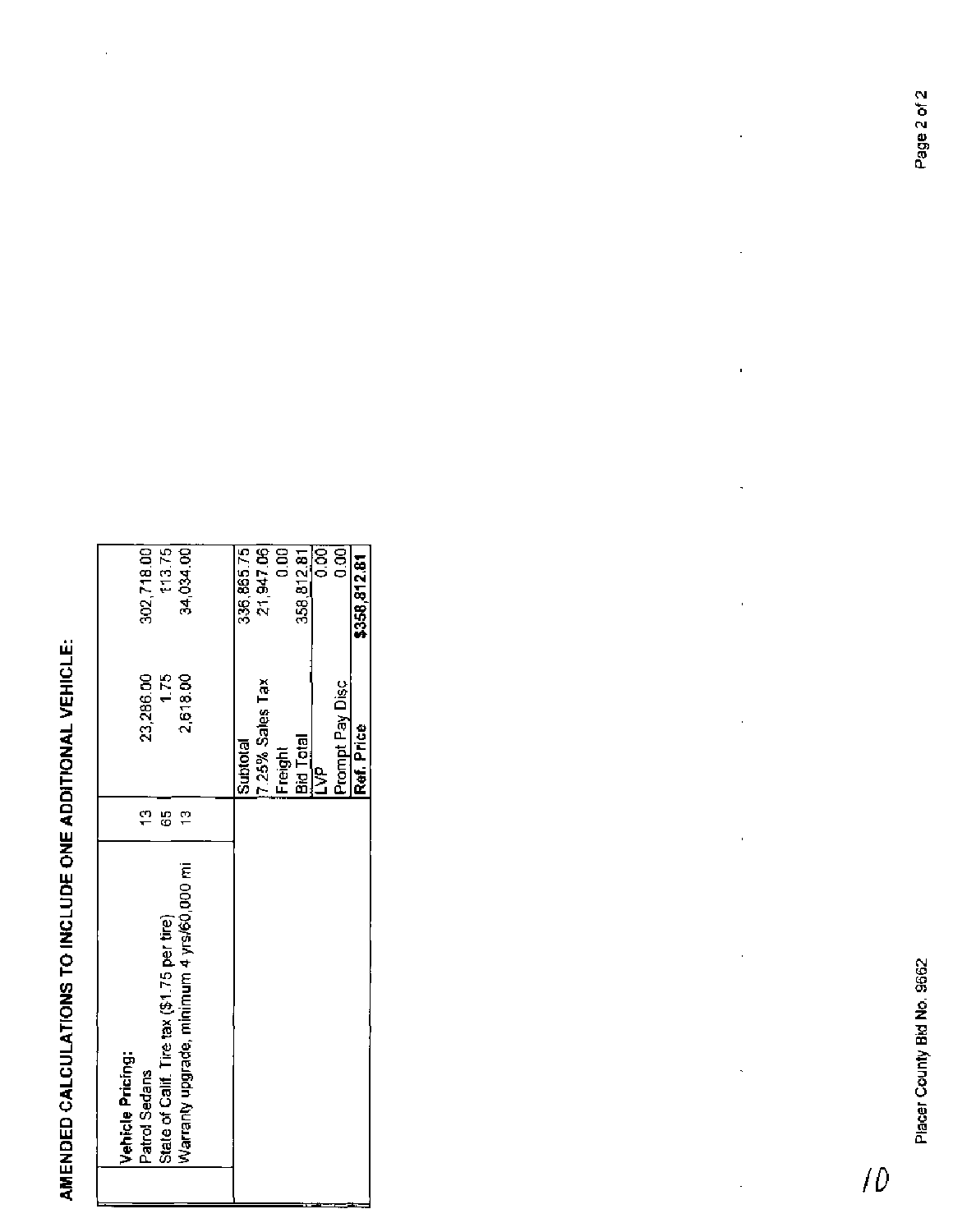## AMENDED CALCULATIONS TO INCLUDE ONE ADDITIONAL VEHICLE:

| | | | |
|---|---|---|---|
| **Vehicle Pricing:** | | | |
| Patrol Sedans | 13 | 23,286.00 | 302,718.00 |
| State of Calif. Tire tax ($1.75 per tire) | 65 | 1.75 | 113.75 |
| Warranty upgrade, minimum 4 yrs/60,000 mi | 13 | 2,618.00 | 34,034.00 |
| | | Subtotal | 336,865.75 |
| | | 7.25% Sales Tax | 21,947.06 |
| | | Freight | 0.00 |
| | | Bid Total | 358,812.81 |
| | | LVP | 0.00 |
| | | Prompt Pay Disc | 0.00 |
| | | **Ref. Price** | **$358,812.81** |

Placer County Bid No. 9662

10